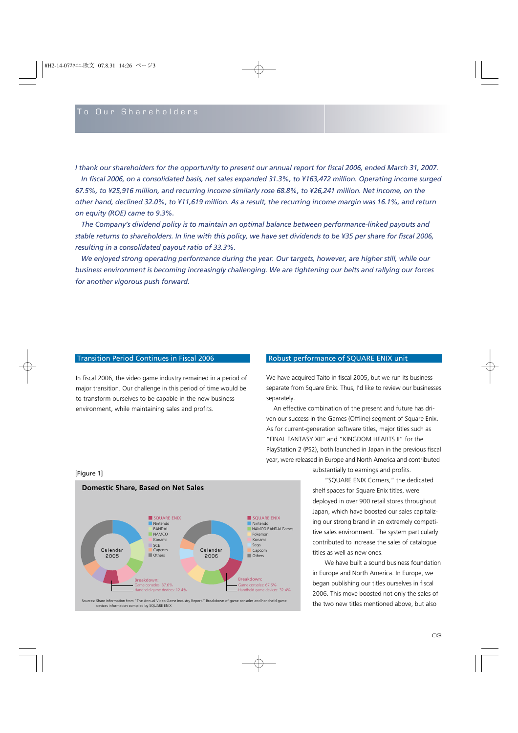# To Our Shareholders

*I thank our shareholders for the opportunity to present our annual report for fiscal 2006, ended March 31, 2007.*

*In fiscal 2006, on a consolidated basis, net sales expanded 31.3%, to ¥163,472 million. Operating income surged 67.5%, to ¥25,916 million, and recurring income similarly rose 68.8%, to ¥26,241 million. Net income, on the other hand, declined 32.0%, to ¥11,619 million. As a result, the recurring income margin was 16.1%, and return on equity (ROE) came to 9.3%.*

*The Company's dividend policy is to maintain an optimal balance between performance-linked payouts and stable returns to shareholders. In line with this policy, we have set dividends to be ¥35 per share for fiscal 2006, resulting in a consolidated payout ratio of 33.3%.*

*We enjoyed strong operating performance during the year. Our targets, however, are higher still, while our business environment is becoming increasingly challenging. We are tightening our belts and rallying our forces for another vigorous push forward.*

## Transition Period Continues in Fiscal 2006

In fiscal 2006, the video game industry remained in a period of major transition. Our challenge in this period of time would be to transform ourselves to be capable in the new business environment, while maintaining sales and profits.

[Figure 1]

**Domestic Share, Based on Net Sales**

Calendar 2005: SQUARE ENIX, Nintendo, BANDAI, NAMCO, Konami, SCE, Capcom, Others
Breakdown: Game consoles: 87.6%, Handheld game devices: 12.4%

Calendar 2006: SQUARE ENIX, Nintendo, NAMCO BANDAI Games, Pokemon, Konami, Sega, Capcom, Others
Breakdown: Game consoles: 67.6%, Handheld game devices: 32.4%

Sources: Share information from "The Annual Video Game Industry Report." Breakdown of game consoles and handheld game devices information compiled by SQUARE ENIX

## Robust performance of SQUARE ENIX unit

We have acquired Taito in fiscal 2005, but we run its business separate from Square Enix. Thus, I'd like to review our businesses separately.

An effective combination of the present and future has driven our success in the Games (Offline) segment of Square Enix. As for current-generation software titles, major titles such as "FINAL FANTASY XII" and "KINGDOM HEARTS II" for the PlayStation 2 (PS2), both launched in Japan in the previous fiscal year, were released in Europe and North America and contributed substantially to earnings and profits.

"SQUARE ENIX Corners," the dedicated shelf spaces for Square Enix titles, were deployed in over 900 retail stores throughout Japan, which have boosted our sales capitalizing our strong brand in an extremely competitive sales environment. The system particularly contributed to increase the sales of catalogue titles as well as new ones.

We have built a sound business foundation in Europe and North America. In Europe, we began publishing our titles ourselves in fiscal 2006. This move boosted not only the sales of the two new titles mentioned above, but also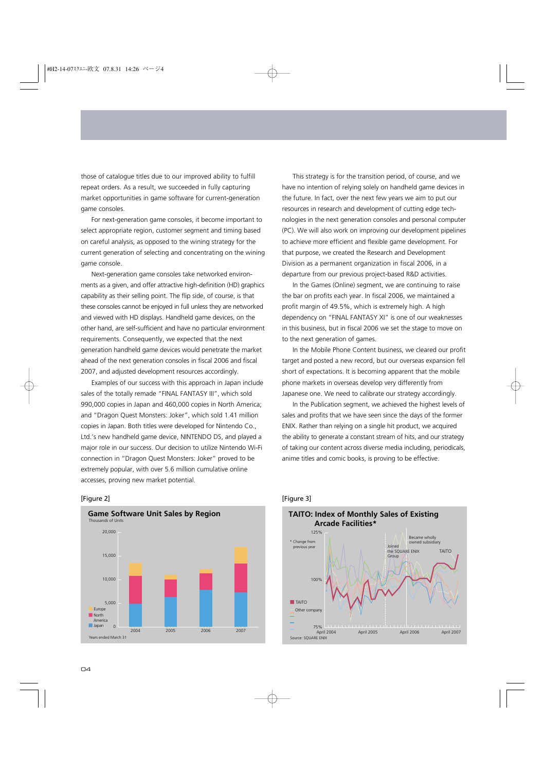those of catalogue titles due to our improved ability to fulfill repeat orders. As a result, we succeeded in fully capturing market opportunities in game software for current-generation game consoles.

For next-generation game consoles, it become important to select appropriate region, customer segment and timing based on careful analysis, as opposed to the wining strategy for the current generation of selecting and concentrating on the wining game console.

Next-generation game consoles take networked environments as a given, and offer attractive high-definition (HD) graphics capability as their selling point. The flip side, of course, is that these consoles cannot be enjoyed in full unless they are networked and viewed with HD displays. Handheld game devices, on the other hand, are self-sufficient and have no particular environment requirements. Consequently, we expected that the next generation handheld game devices would penetrate the market ahead of the next generation consoles in fiscal 2006 and fiscal 2007, and adjusted development resources accordingly.

Examples of our success with this approach in Japan include sales of the totally remade "FINAL FANTASY III", which sold 990,000 copies in Japan and 460,000 copies in North America; and "Dragon Quest Monsters: Joker", which sold 1.41 million copies in Japan. Both titles were developed for Nintendo Co., Ltd.'s new handheld game device, NINTENDO DS, and played a major role in our success. Our decision to utilize Nintendo Wi-Fi connection in "Dragon Quest Monsters: Joker" proved to be extremely popular, with over 5.6 million cumulative online accesses, proving new market potential.

This strategy is for the transition period, of course, and we have no intention of relying solely on handheld game devices in the future. In fact, over the next few years we aim to put our resources in research and development of cutting edge technologies in the next generation consoles and personal computer (PC). We will also work on improving our development pipelines to achieve more efficient and flexible game development. For that purpose, we created the Research and Development Division as a permanent organization in fiscal 2006, in a departure from our previous project-based R&D activities.

In the Games (Online) segment, we are continuing to raise the bar on profits each year. In fiscal 2006, we maintained a profit margin of 49.5%, which is extremely high. A high dependency on "FINAL FANTASY XI" is one of our weaknesses in this business, but in fiscal 2006 we set the stage to move on to the next generation of games.

In the Mobile Phone Content business, we cleared our profit target and posted a new record, but our overseas expansion fell short of expectations. It is becoming apparent that the mobile phone markets in overseas develop very differently from Japanese one. We need to calibrate our strategy accordingly.

In the Publication segment, we achieved the highest levels of sales and profits that we have seen since the days of the former ENIX. Rather than relying on a single hit product, we acquired the ability to generate a constant stream of hits, and our strategy of taking our content across diverse media including, periodicals, anime titles and comic books, is proving to be effective.

[Figure 2]

**Game Software Unit Sales by Region**
Thousands of Units

Legend: Europe, North America, Japan

Years ended March 31 (2004, 2005, 2006, 2007)

[Figure 3]

**TAITO: Index of Monthly Sales of Existing Arcade Facilities***

\* Change from previous year

Legend: TAITO, Other company

Annotations: Joined the SQUARE ENIX Group; Became wholly owned subsidiary

April 2004, April 2005, April 2006, April 2007

Source: SQUARE ENIX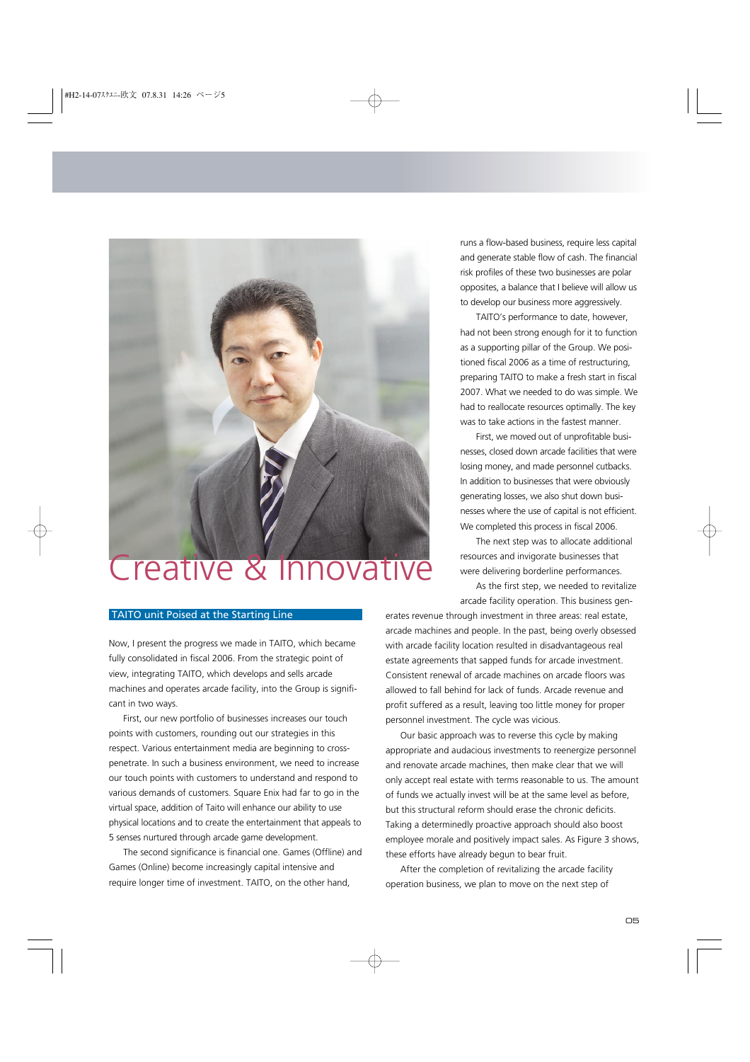# Creative & Innovative

## TAITO unit Poised at the Starting Line

Now, I present the progress we made in TAITO, which became fully consolidated in fiscal 2006. From the strategic point of view, integrating TAITO, which develops and sells arcade machines and operates arcade facility, into the Group is significant in two ways.

First, our new portfolio of businesses increases our touch points with customers, rounding out our strategies in this respect. Various entertainment media are beginning to cross-penetrate. In such a business environment, we need to increase our touch points with customers to understand and respond to various demands of customers. Square Enix had far to go in the virtual space, addition of Taito will enhance our ability to use physical locations and to create the entertainment that appeals to 5 senses nurtured through arcade game development.

The second significance is financial one. Games (Offline) and Games (Online) become increasingly capital intensive and require longer time of investment. TAITO, on the other hand, runs a flow-based business, require less capital and generate stable flow of cash. The financial risk profiles of these two businesses are polar opposites, a balance that I believe will allow us to develop our business more aggressively.

TAITO's performance to date, however, had not been strong enough for it to function as a supporting pillar of the Group. We positioned fiscal 2006 as a time of restructuring, preparing TAITO to make a fresh start in fiscal 2007. What we needed to do was simple. We had to reallocate resources optimally. The key was to take actions in the fastest manner.

First, we moved out of unprofitable businesses, closed down arcade facilities that were losing money, and made personnel cutbacks. In addition to businesses that were obviously generating losses, we also shut down businesses where the use of capital is not efficient. We completed this process in fiscal 2006.

The next step was to allocate additional resources and invigorate businesses that were delivering borderline performances.

As the first step, we needed to revitalize arcade facility operation. This business generates revenue through investment in three areas: real estate, arcade machines and people. In the past, being overly obsessed with arcade facility location resulted in disadvantageous real estate agreements that sapped funds for arcade investment. Consistent renewal of arcade machines on arcade floors was allowed to fall behind for lack of funds. Arcade revenue and profit suffered as a result, leaving too little money for proper personnel investment. The cycle was vicious.

Our basic approach was to reverse this cycle by making appropriate and audacious investments to reenergize personnel and renovate arcade machines, then make clear that we will only accept real estate with terms reasonable to us. The amount of funds we actually invest will be at the same level as before, but this structural reform should erase the chronic deficits. Taking a determinedly proactive approach should also boost employee morale and positively impact sales. As Figure 3 shows, these efforts have already begun to bear fruit.

After the completion of revitalizing the arcade facility operation business, we plan to move on the next step of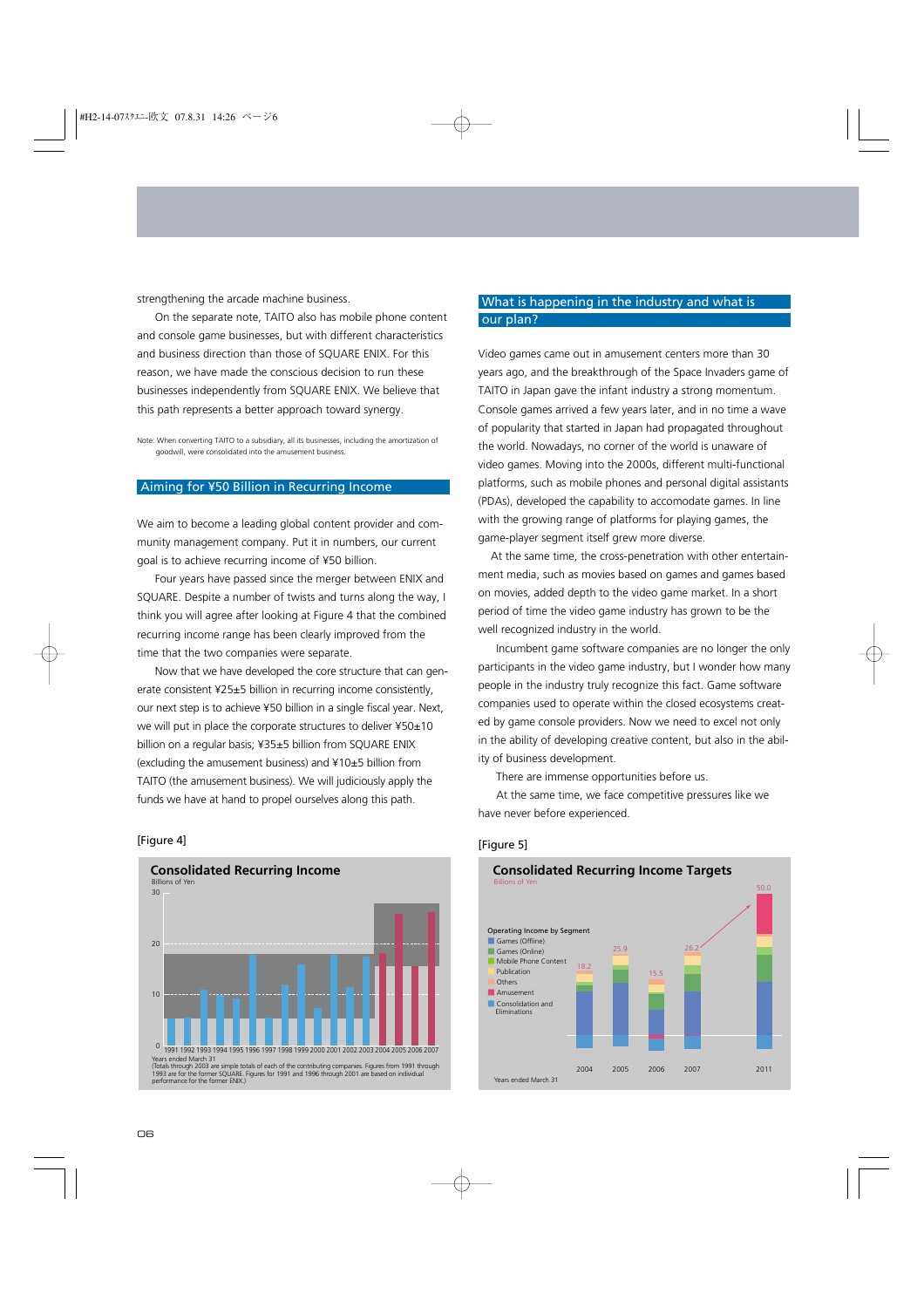strengthening the arcade machine business.

On the separate note, TAITO also has mobile phone content and console game businesses, but with different characteristics and business direction than those of SQUARE ENIX. For this reason, we have made the conscious decision to run these businesses independently from SQUARE ENIX. We believe that this path represents a better approach toward synergy.

Note: When converting TAITO to a subsidiary, all its businesses, including the amortization of goodwill, were consolidated into the amusement business.

## Aiming for ¥50 Billion in Recurring Income

We aim to become a leading global content provider and community management company. Put it in numbers, our current goal is to achieve recurring income of ¥50 billion.

Four years have passed since the merger between ENIX and SQUARE. Despite a number of twists and turns along the way, I think you will agree after looking at Figure 4 that the combined recurring income range has been clearly improved from the time that the two companies were separate.

Now that we have developed the core structure that can generate consistent ¥25±5 billion in recurring income consistently, our next step is to achieve ¥50 billion in a single fiscal year. Next, we will put in place the corporate structures to deliver ¥50±10 billion on a regular basis; ¥35±5 billion from SQUARE ENIX (excluding the amusement business) and ¥10±5 billion from TAITO (the amusement business). We will judiciously apply the funds we have at hand to propel ourselves along this path.

[Figure 4]

**Consolidated Recurring Income**
Billions of Yen

Years ended March 31
(Totals through 2003 are simple totals of each of the contributing companies. Figures from 1991 through 1993 are for the former SQUARE. Figures for 1991 and 1996 through 2001 are based on individual performance for the former ENIX.)

## What is happening in the industry and what is our plan?

Video games came out in amusement centers more than 30 years ago, and the breakthrough of the Space Invaders game of TAITO in Japan gave the infant industry a strong momentum. Console games arrived a few years later, and in no time a wave of popularity that started in Japan had propagated throughout the world. Nowadays, no corner of the world is unaware of video games. Moving into the 2000s, different multi-functional platforms, such as mobile phones and personal digital assistants (PDAs), developed the capability to accomodate games. In line with the growing range of platforms for playing games, the game-player segment itself grew more diverse.

At the same time, the cross-penetration with other entertainment media, such as movies based on games and games based on movies, added depth to the video game market. In a short period of time the video game industry has grown to be the well recognized industry in the world.

Incumbent game software companies are no longer the only participants in the video game industry, but I wonder how many people in the industry truly recognize this fact. Game software companies used to operate within the closed ecosystems created by game console providers. Now we need to excel not only in the ability of developing creative content, but also in the ability of business development.

There are immense opportunities before us.

At the same time, we face competitive pressures like we have never before experienced.

[Figure 5]

**Consolidated Recurring Income Targets**
Billions of Yen

Operating Income by Segment: Games (Offline), Games (Online), Mobile Phone Content, Publication, Others, Amusement, Consolidation and Eliminations

| 2004 | 2005 | 2006 | 2007 | 2011 |
|---|---|---|---|---|
| 18.2 | 25.9 | 15.5 | 26.2 | 50.0 |

Years ended March 31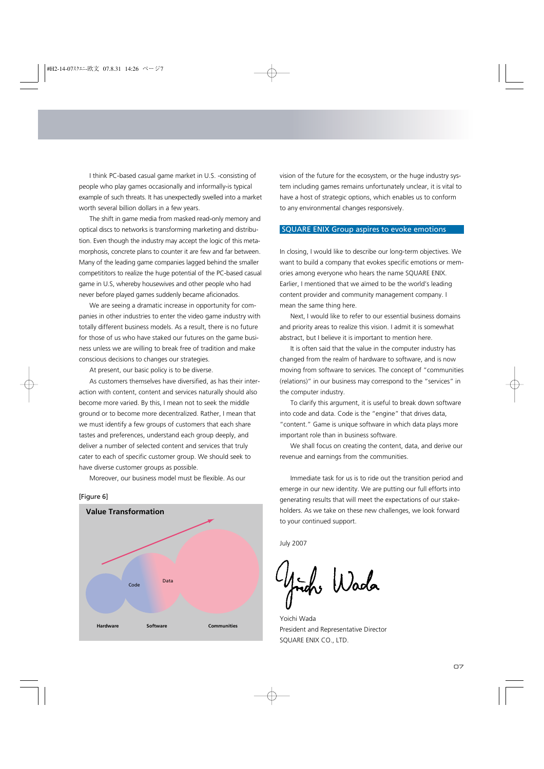I think PC-based casual game market in U.S. -consisting of people who play games occasionally and informally-is typical example of such threats. It has unexpectedly swelled into a market worth several billion dollars in a few years.

The shift in game media from masked read-only memory and optical discs to networks is transforming marketing and distribution. Even though the industry may accept the logic of this metamorphosis, concrete plans to counter it are few and far between. Many of the leading game companies lagged behind the smaller competititors to realize the huge potential of the PC-based casual game in U.S, whereby housewives and other people who had never before played games suddenly became aficionados.

We are seeing a dramatic increase in opportunity for companies in other industries to enter the video game industry with totally different business models. As a result, there is no future for those of us who have staked our futures on the game business unless we are willing to break free of tradition and make conscious decisions to changes our strategies.

At present, our basic policy is to be diverse.

As customers themselves have diversified, as has their interaction with content, content and services naturally should also become more varied. By this, I mean not to seek the middle ground or to become more decentralized. Rather, I mean that we must identify a few groups of customers that each share tastes and preferences, understand each group deeply, and deliver a number of selected content and services that truly cater to each of specific customer group. We should seek to have diverse customer groups as possible.

Moreover, our business model must be flexible. As our vision of the future for the ecosystem, or the huge industry system including games remains unfortunately unclear, it is vital to have a host of strategic options, which enables us to conform to any environmental changes responsively.

[Figure 6]

**Value Transformation**

Code

Data

Hardware

Software

Communities

## SQUARE ENIX Group aspires to evoke emotions

In closing, I would like to describe our long-term objectives. We want to build a company that evokes specific emotions or memories among everyone who hears the name SQUARE ENIX. Earlier, I mentioned that we aimed to be the world's leading content provider and community management company. I mean the same thing here.

Next, I would like to refer to our essential business domains and priority areas to realize this vision. I admit it is somewhat abstract, but I believe it is important to mention here.

It is often said that the value in the computer industry has changed from the realm of hardware to software, and is now moving from software to services. The concept of "communities (relations)" in our business may correspond to the "services" in the computer industry.

To clarify this argument, it is useful to break down software into code and data. Code is the "engine" that drives data, "content." Game is unique software in which data plays more important role than in business software.

We shall focus on creating the content, data, and derive our revenue and earnings from the communities.

Immediate task for us is to ride out the transition period and emerge in our new identity. We are putting our full efforts into generating results that will meet the expectations of our stakeholders. As we take on these new challenges, we look forward to your continued support.

July 2007

Yoichi Wada

Yoichi Wada
President and Representative Director
SQUARE ENIX CO., LTD.